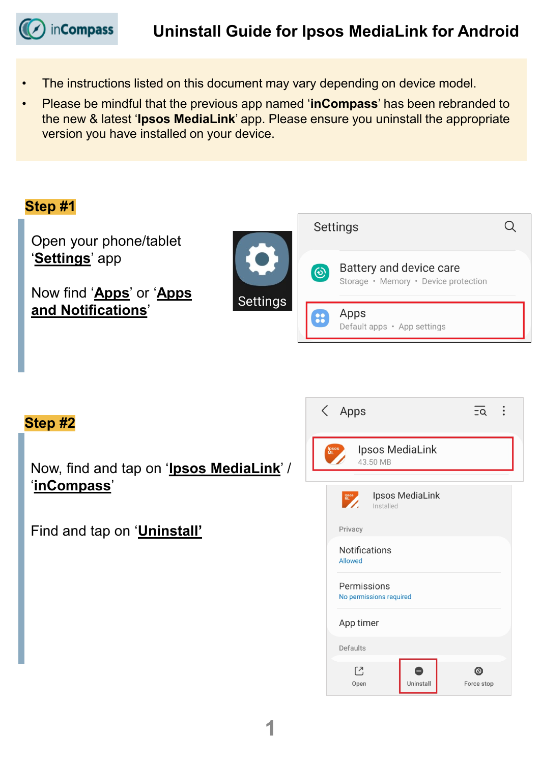# Uninstall Guide for Ipsos MediaLink for Android

- The instructions listed on this document may vary depending on device model.
- Please be mindful that the previous app named '**inCompass**' has been rebranded to the new & latest '**Ipsos MediaLink**' app. Please ensure you uninstall the appropriate version you have installed on your device.

## Step #1

Open your phone/tablet '**Settings**' app

Now find '**Apps**' or '**Apps and Notifications**'

## Step #2

Now, find and tap on '**Ipsos MediaLink**' / '**inCompass**'

Find and tap on '**Uninstall'**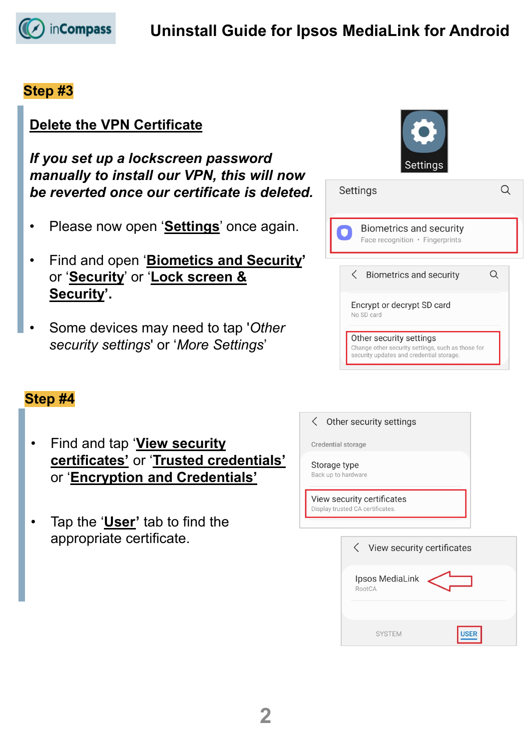# Uninstall Guide for Ipsos MediaLink for Android

## Step #3

### Delete the VPN Certificate

***If you set up a lockscreen password manually to install our VPN, this will now be reverted once our certificate is deleted.***

- Please now open ‘**Settings**’ once again.
- Find and open ‘**Biometics and Security**’ or ‘**Security**’ or ‘**Lock screen & Security**’.
- Some devices may need to tap '*Other security settings*' or ‘*More Settings*’

## Step #4

- Find and tap ‘**View security certificates**’ or ‘**Trusted credentials**’ or ‘**Encryption and Credentials**’
- Tap the ‘**User**’ tab to find the appropriate certificate.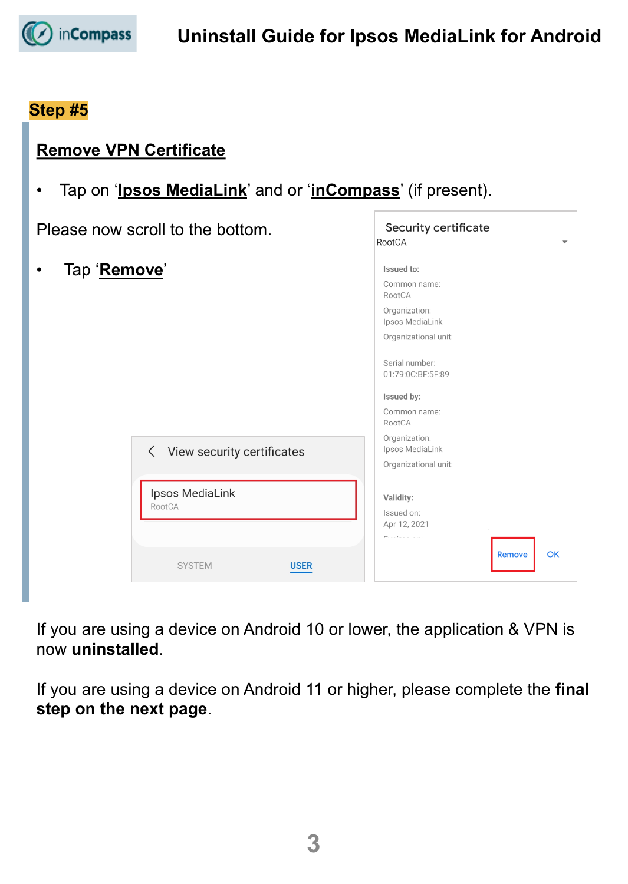## Step #5

### Remove VPN Certificate

- Tap on '**Ipsos MediaLink**' and or '**inCompass**' (if present).

Please now scroll to the bottom.

- Tap '**Remove**'

If you are using a device on Android 10 or lower, the application & VPN is now **uninstalled**.

If you are using a device on Android 11 or higher, please complete the **final step on the next page**.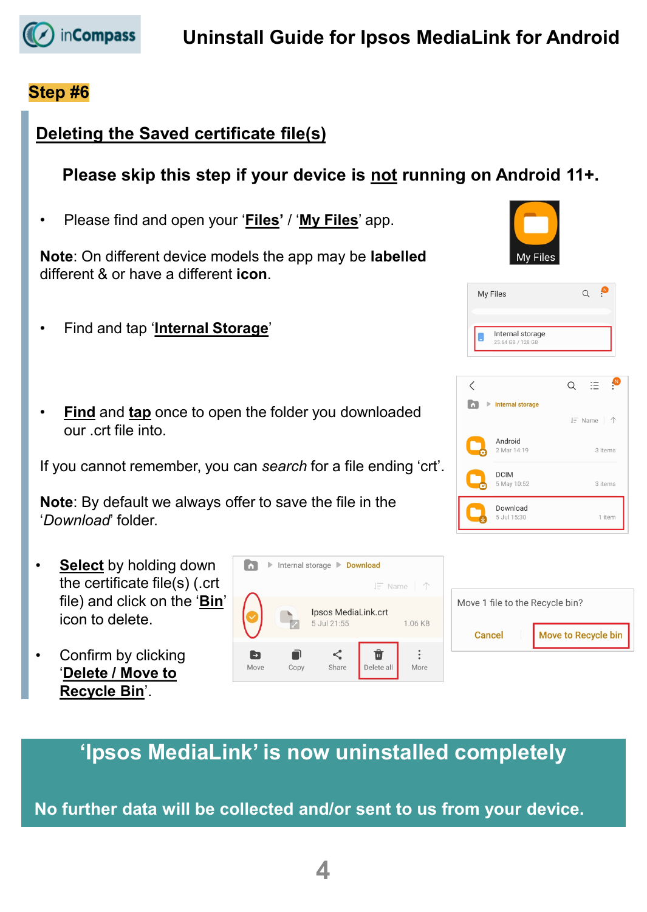# Uninstall Guide for Ipsos MediaLink for Android

**Step #6**

## Deleting the Saved certificate file(s)

**Please skip this step if your device is not running on Android 11+.**

- Please find and open your '**Files**' / '**My Files**' app.

**Note**: On different device models the app may be **labelled** different & or have a different **icon**.

- Find and tap '**Internal Storage**'

- **Find** and **tap** once to open the folder you downloaded our .crt file into.

If you cannot remember, you can *search* for a file ending 'crt'.

**Note**: By default we always offer to save the file in the '*Download*' folder.

- **Select** by holding down the certificate file(s) (.crt file) and click on the '**Bin**' icon to delete.

- Confirm by clicking '**Delete / Move to Recycle Bin**'.

**'Ipsos MediaLink' is now uninstalled completely**

**No further data will be collected and/or sent to us from your device.**